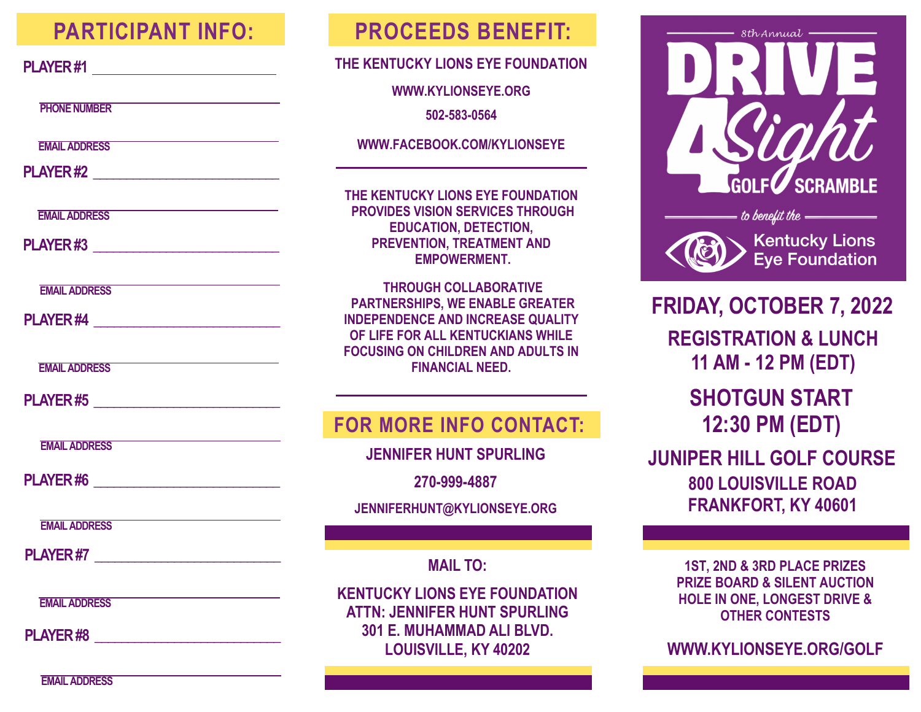## PARTICIPANT INFO:

**PLAYER #1** ______________________

PHONE NUMBER ______________________

EMAIL ADDRESS ______________________

**PLAYER #2** ______________________

EMAIL ADDRESS ______________________

**PLAYER #3** ______________________

EMAIL ADDRESS ______________________

**PLAYER #4** ______________________

EMAIL ADDRESS ______________________

**PLAYER #5** ______________________

EMAIL ADDRESS ______________________

**PLAYER #6** ______________________

EMAIL ADDRESS ______________________

**PLAYER #7** ______________________

EMAIL ADDRESS ______________________

**PLAYER #8** ______________________

EMAIL ADDRESS ______________________

## PROCEEDS BENEFIT:

**THE KENTUCKY LIONS EYE FOUNDATION**

**WWW.KYLIONSEYE.ORG**

**502-583-0564**

**WWW.FACEBOOK.COM/KYLIONSEYE**

---

THE KENTUCKY LIONS EYE FOUNDATION PROVIDES VISION SERVICES THROUGH EDUCATION, DETECTION, PREVENTION, TREATMENT AND EMPOWERMENT.

THROUGH COLLABORATIVE PARTNERSHIPS, WE ENABLE GREATER INDEPENDENCE AND INCREASE QUALITY OF LIFE FOR ALL KENTUCKIANS WHILE FOCUSING ON CHILDREN AND ADULTS IN FINANCIAL NEED.

---

## FOR MORE INFO CONTACT:

**JENNIFER HUNT SPURLING**

**270-999-4887**

**JENNIFERHUNT@KYLIONSEYE.ORG**

**MAIL TO:**

**KENTUCKY LIONS EYE FOUNDATION**
**ATTN: JENNIFER HUNT SPURLING**
**301 E. MUHAMMAD ALI BLVD.**
**LOUISVILLE, KY 40202**

*8th Annual*

# DRIVE 4 Sight GOLF SCRAMBLE

*to benefit the*

Kentucky Lions Eye Foundation

## FRIDAY, OCTOBER 7, 2022

### REGISTRATION & LUNCH
### 11 AM - 12 PM (EDT)

### SHOTGUN START
### 12:30 PM (EDT)

### JUNIPER HILL GOLF COURSE
**800 LOUISVILLE ROAD**
**FRANKFORT, KY 40601**

**1ST, 2ND & 3RD PLACE PRIZES**
**PRIZE BOARD & SILENT AUCTION**
**HOLE IN ONE, LONGEST DRIVE & OTHER CONTESTS**

**WWW.KYLIONSEYE.ORG/GOLF**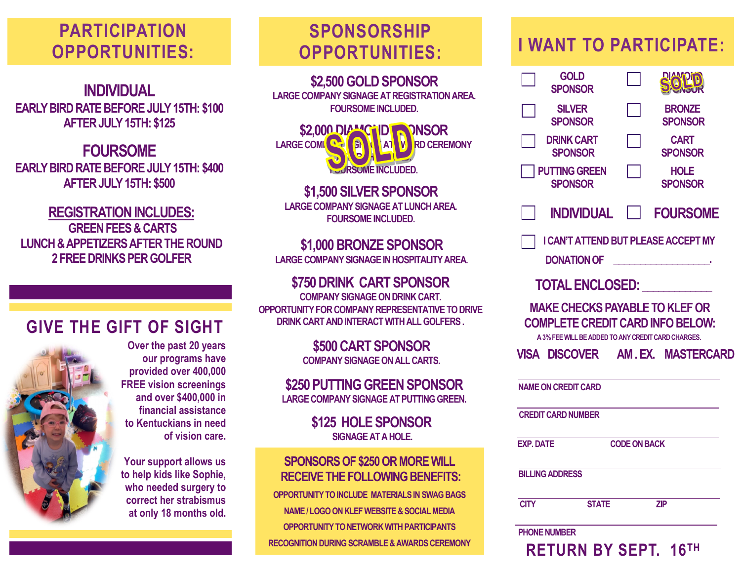## PARTICIPATION OPPORTUNITIES:

### INDIVIDUAL

EARLY BIRD RATE BEFORE JULY 15TH: $100
AFTER JULY 15TH: $125

### FOURSOME

EARLY BIRD RATE BEFORE JULY 15TH: $400
AFTER JULY 15TH: $500

### REGISTRATION INCLUDES:

GREEN FEES & CARTS
LUNCH & APPETIZERS AFTER THE ROUND
2 FREE DRINKS PER GOLFER

## GIVE THE GIFT OF SIGHT

Over the past 20 years our programs have provided over 400,000 FREE vision screenings and over $400,000 in financial assistance to Kentuckians in need of vision care.

Your support allows us to help kids like Sophie, who needed surgery to correct her strabismus at only 18 months old.

## SPONSORSHIP OPPORTUNITIES:

### $2,500 GOLD SPONSOR

LARGE COMPANY SIGNAGE AT REGISTRATION AREA.
FOURSOME INCLUDED.

### $2,000 DIAMOND SPONSOR — SOLD

LARGE COMPANY SIGNAGE AT AWARD CEREMONY
FOURSOME INCLUDED.

### $1,500 SILVER SPONSOR

LARGE COMPANY SIGNAGE AT LUNCH AREA.
FOURSOME INCLUDED.

### $1,000 BRONZE SPONSOR

LARGE COMPANY SIGNAGE IN HOSPITALITY AREA.

### $750 DRINK CART SPONSOR

COMPANY SIGNAGE ON DRINK CART.
OPPORTUNITY FOR COMPANY REPRESENTATIVE TO DRIVE DRINK CART AND INTERACT WITH ALL GOLFERS .

### $500 CART SPONSOR

COMPANY SIGNAGE ON ALL CARTS.

### $250 PUTTING GREEN SPONSOR

LARGE COMPANY SIGNAGE AT PUTTING GREEN.

### $125 HOLE SPONSOR

SIGNAGE AT A HOLE.

### SPONSORS OF $250 OR MORE WILL RECEIVE THE FOLLOWING BENEFITS:

OPPORTUNITY TO INCLUDE MATERIALS IN SWAG BAGS
NAME / LOGO ON KLEF WEBSITE & SOCIAL MEDIA
OPPORTUNITY TO NETWORK WITH PARTICIPANTS
RECOGNITION DURING SCRAMBLE & AWARDS CEREMONY

## I WANT TO PARTICIPATE:

- ☐ GOLD SPONSOR
- ☐ DIAMOND SPONSOR — SOLD
- ☐ SILVER SPONSOR
- ☐ BRONZE SPONSOR
- ☐ DRINK CART SPONSOR
- ☐ CART SPONSOR
- ☐ PUTTING GREEN SPONSOR
- ☐ HOLE SPONSOR
- ☐ INDIVIDUAL
- ☐ FOURSOME
- ☐ I CAN'T ATTEND BUT PLEASE ACCEPT MY DONATION OF ________________.

TOTAL ENCLOSED: ___________

MAKE CHECKS PAYABLE TO KLEF OR COMPLETE CREDIT CARD INFO BELOW:

A 3% FEE WILL BE ADDED TO ANY CREDIT CARD CHARGES.

VISA DISCOVER AM . EX. MASTERCARD

NAME ON CREDIT CARD

CREDIT CARD NUMBER

EXP. DATE CODE ON BACK

BILLING ADDRESS

CITY STATE ZIP

PHONE NUMBER

**RETURN BY SEPT. 16TH**